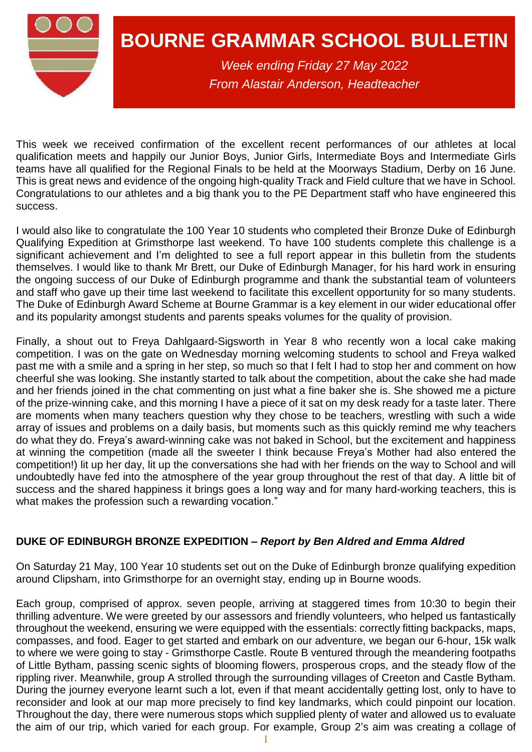# BOURNE GRAMMAR SCHOOL BULLETIN

*Week ending Friday 27 May 2022*

*From Alastair Anderson, Headteacher*

This week we received confirmation of the excellent recent performances of our athletes at local qualification meets and happily our Junior Boys, Junior Girls, Intermediate Boys and Intermediate Girls teams have all qualified for the Regional Finals to be held at the Moorways Stadium, Derby on 16 June. This is great news and evidence of the ongoing high-quality Track and Field culture that we have in School. Congratulations to our athletes and a big thank you to the PE Department staff who have engineered this success.

I would also like to congratulate the 100 Year 10 students who completed their Bronze Duke of Edinburgh Qualifying Expedition at Grimsthorpe last weekend. To have 100 students complete this challenge is a significant achievement and I'm delighted to see a full report appear in this bulletin from the students themselves. I would like to thank Mr Brett, our Duke of Edinburgh Manager, for his hard work in ensuring the ongoing success of our Duke of Edinburgh programme and thank the substantial team of volunteers and staff who gave up their time last weekend to facilitate this excellent opportunity for so many students. The Duke of Edinburgh Award Scheme at Bourne Grammar is a key element in our wider educational offer and its popularity amongst students and parents speaks volumes for the quality of provision.

Finally, a shout out to Freya Dahlgaard-Sigsworth in Year 8 who recently won a local cake making competition. I was on the gate on Wednesday morning welcoming students to school and Freya walked past me with a smile and a spring in her step, so much so that I felt I had to stop her and comment on how cheerful she was looking. She instantly started to talk about the competition, about the cake she had made and her friends joined in the chat commenting on just what a fine baker she is. She showed me a picture of the prize-winning cake, and this morning I have a piece of it sat on my desk ready for a taste later. There are moments when many teachers question why they chose to be teachers, wrestling with such a wide array of issues and problems on a daily basis, but moments such as this quickly remind me why teachers do what they do. Freya's award-winning cake was not baked in School, but the excitement and happiness at winning the competition (made all the sweeter I think because Freya's Mother had also entered the competition!) lit up her day, lit up the conversations she had with her friends on the way to School and will undoubtedly have fed into the atmosphere of the year group throughout the rest of that day. A little bit of success and the shared happiness it brings goes a long way and for many hard-working teachers, this is what makes the profession such a rewarding vocation."

## DUKE OF EDINBURGH BRONZE EXPEDITION – *Report by Ben Aldred and Emma Aldred*

On Saturday 21 May, 100 Year 10 students set out on the Duke of Edinburgh bronze qualifying expedition around Clipsham, into Grimsthorpe for an overnight stay, ending up in Bourne woods.

Each group, comprised of approx. seven people, arriving at staggered times from 10:30 to begin their thrilling adventure. We were greeted by our assessors and friendly volunteers, who helped us fantastically throughout the weekend, ensuring we were equipped with the essentials: correctly fitting backpacks, maps, compasses, and food. Eager to get started and embark on our adventure, we began our 6-hour, 15k walk to where we were going to stay - Grimsthorpe Castle. Route B ventured through the meandering footpaths of Little Bytham, passing scenic sights of blooming flowers, prosperous crops, and the steady flow of the rippling river. Meanwhile, group A strolled through the surrounding villages of Creeton and Castle Bytham. During the journey everyone learnt such a lot, even if that meant accidentally getting lost, only to have to reconsider and look at our map more precisely to find key landmarks, which could pinpoint our location. Throughout the day, there were numerous stops which supplied plenty of water and allowed us to evaluate the aim of our trip, which varied for each group. For example, Group 2's aim was creating a collage of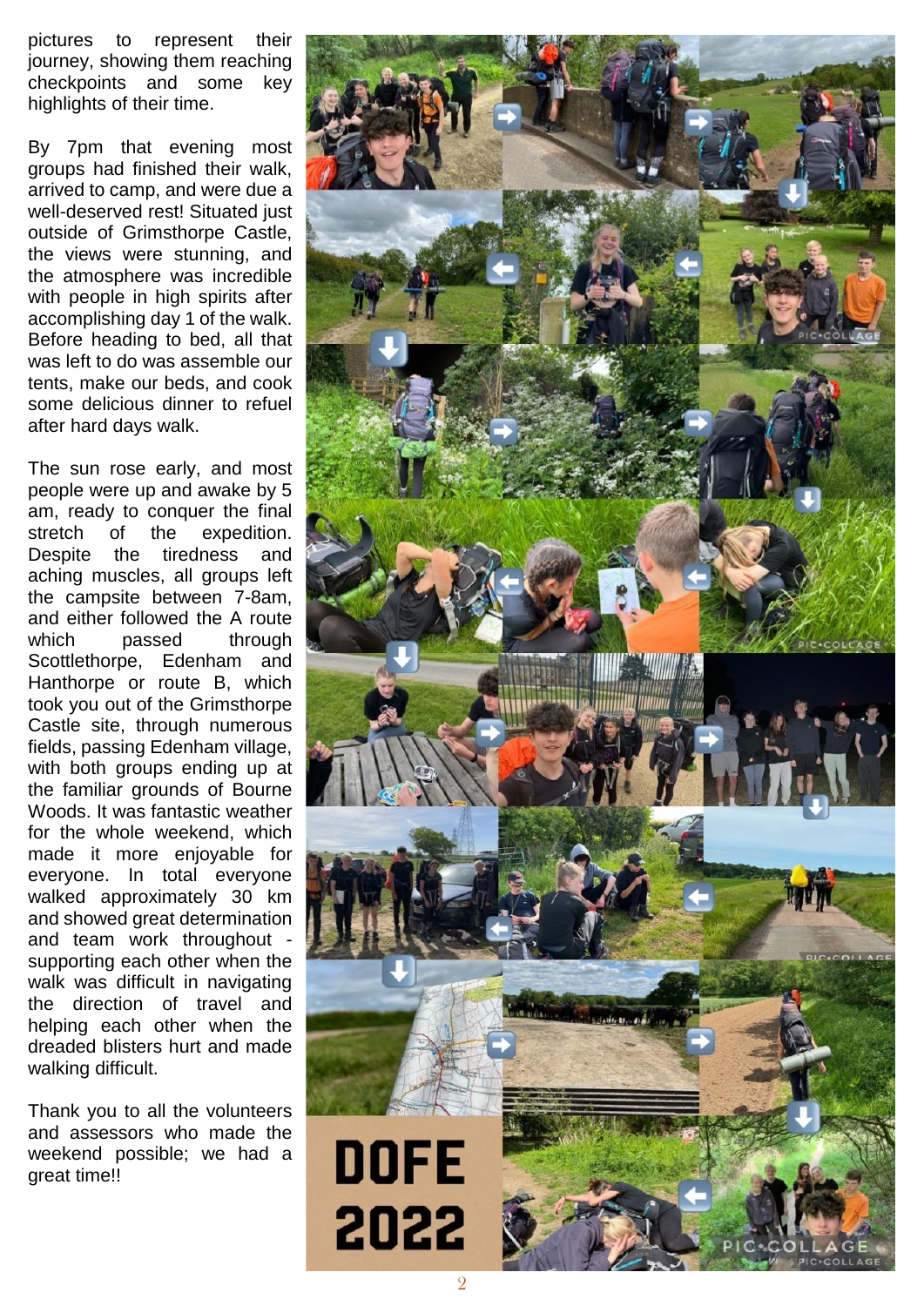pictures to represent their journey, showing them reaching checkpoints and some key highlights of their time.

By 7pm that evening most groups had finished their walk, arrived to camp, and were due a well-deserved rest! Situated just outside of Grimsthorpe Castle, the views were stunning, and the atmosphere was incredible with people in high spirits after accomplishing day 1 of the walk. Before heading to bed, all that was left to do was assemble our tents, make our beds, and cook some delicious dinner to refuel after hard days walk.

The sun rose early, and most people were up and awake by 5 am, ready to conquer the final stretch of the expedition. Despite the tiredness and aching muscles, all groups left the campsite between 7-8am, and either followed the A route which passed through Scottlethorpe, Edenham and Hanthorpe or route B, which took you out of the Grimsthorpe Castle site, through numerous fields, passing Edenham village, with both groups ending up at the familiar grounds of Bourne Woods. It was fantastic weather for the whole weekend, which made it more enjoyable for everyone. In total everyone walked approximately 30 km and showed great determination and team work throughout - supporting each other when the walk was difficult in navigating the direction of travel and helping each other when the dreaded blisters hurt and made walking difficult.

Thank you to all the volunteers and assessors who made the weekend possible; we had a great time!!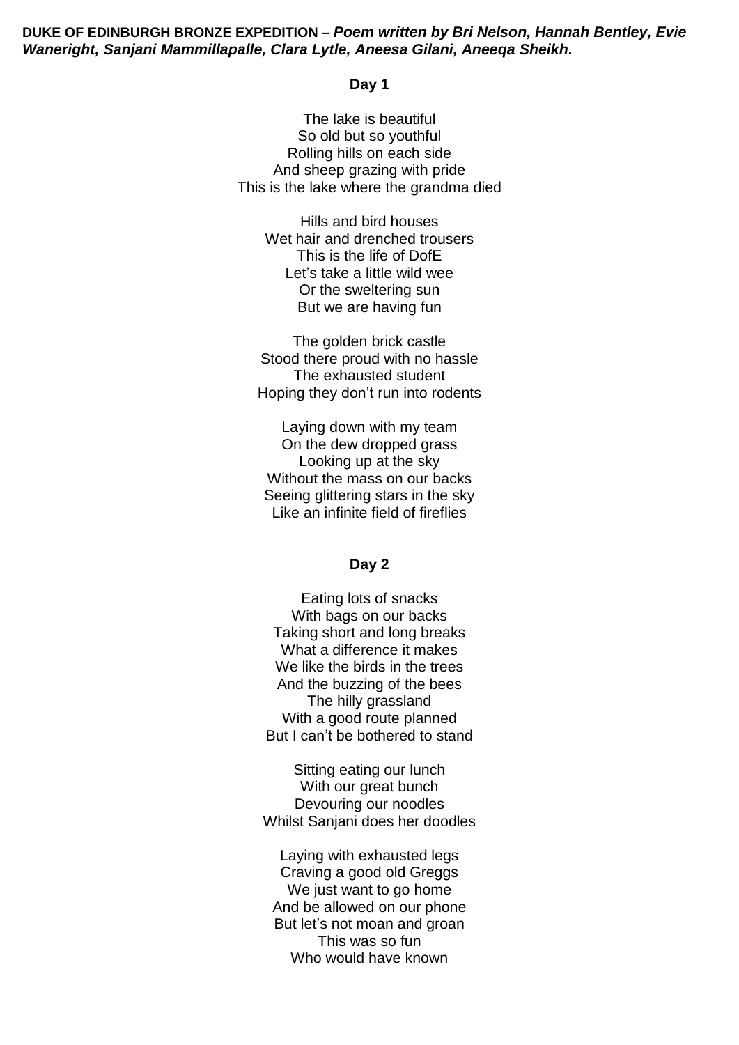**DUKE OF EDINBURGH BRONZE EXPEDITION –** ***Poem written by Bri Nelson, Hannah Bentley, Evie Waneright, Sanjani Mammillapalle, Clara Lytle, Aneesa Gilani, Aneeqa Sheikh.***

**Day 1**

The lake is beautiful  
So old but so youthful  
Rolling hills on each side  
And sheep grazing with pride  
This is the lake where the grandma died

Hills and bird houses  
Wet hair and drenched trousers  
This is the life of DofE  
Let's take a little wild wee  
Or the sweltering sun  
But we are having fun

The golden brick castle  
Stood there proud with no hassle  
The exhausted student  
Hoping they don't run into rodents

Laying down with my team  
On the dew dropped grass  
Looking up at the sky  
Without the mass on our backs  
Seeing glittering stars in the sky  
Like an infinite field of fireflies

**Day 2**

Eating lots of snacks  
With bags on our backs  
Taking short and long breaks  
What a difference it makes  
We like the birds in the trees  
And the buzzing of the bees  
The hilly grassland  
With a good route planned  
But I can't be bothered to stand

Sitting eating our lunch  
With our great bunch  
Devouring our noodles  
Whilst Sanjani does her doodles

Laying with exhausted legs  
Craving a good old Greggs  
We just want to go home  
And be allowed on our phone  
But let's not moan and groan  
This was so fun  
Who would have known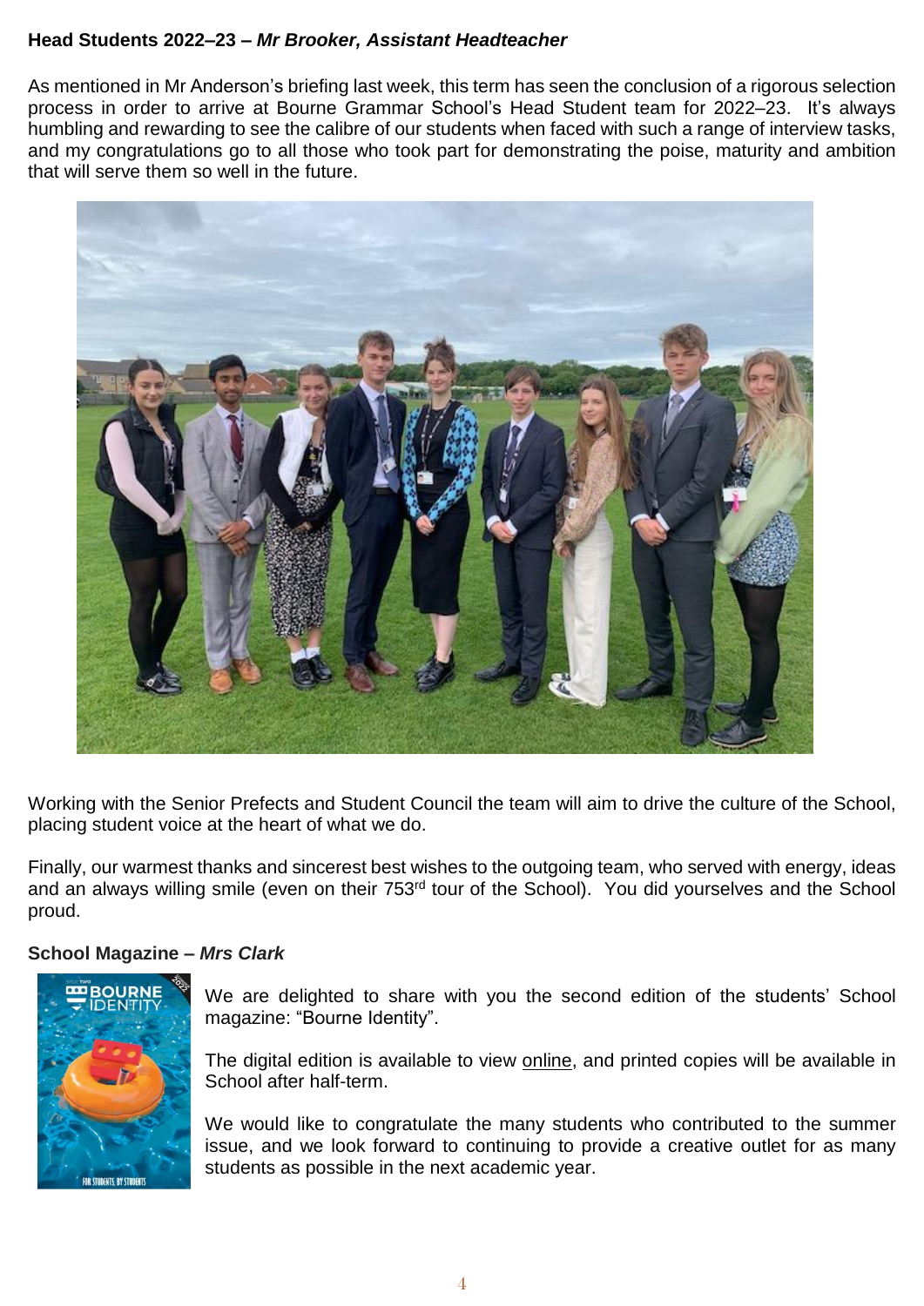**Head Students 2022–23 – *Mr Brooker, Assistant Headteacher***

As mentioned in Mr Anderson's briefing last week, this term has seen the conclusion of a rigorous selection process in order to arrive at Bourne Grammar School's Head Student team for 2022–23. It's always humbling and rewarding to see the calibre of our students when faced with such a range of interview tasks, and my congratulations go to all those who took part for demonstrating the poise, maturity and ambition that will serve them so well in the future.

Working with the Senior Prefects and Student Council the team will aim to drive the culture of the School, placing student voice at the heart of what we do.

Finally, our warmest thanks and sincerest best wishes to the outgoing team, who served with energy, ideas and an always willing smile (even on their 753rd tour of the School). You did yourselves and the School proud.

**School Magazine – *Mrs Clark***

We are delighted to share with you the second edition of the students' School magazine: "Bourne Identity".

The digital edition is available to view online, and printed copies will be available in School after half-term.

We would like to congratulate the many students who contributed to the summer issue, and we look forward to continuing to provide a creative outlet for as many students as possible in the next academic year.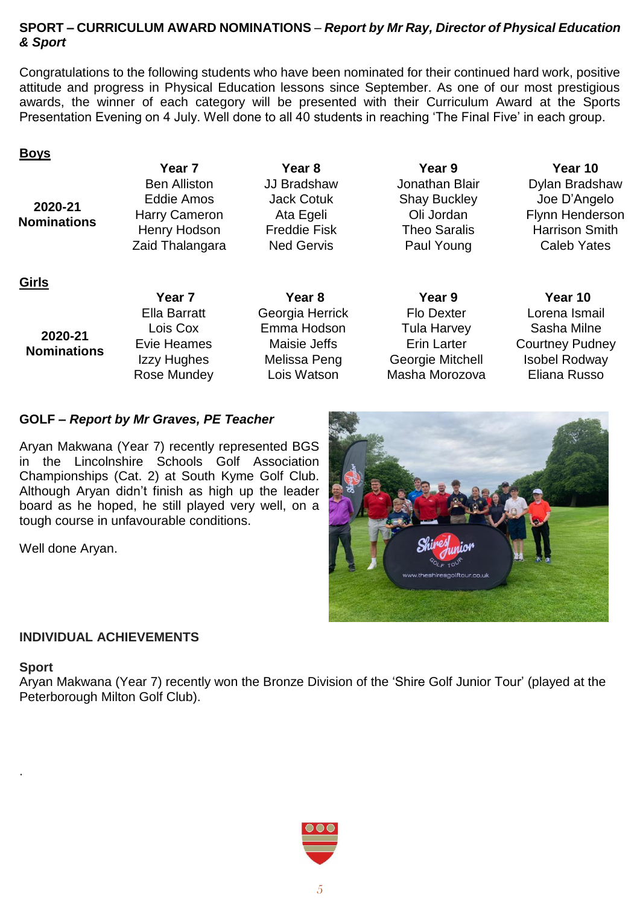**SPORT – CURRICULUM AWARD NOMINATIONS** – ***Report by Mr Ray, Director of Physical Education & Sport***

Congratulations to the following students who have been nominated for their continued hard work, positive attitude and progress in Physical Education lessons since September. As one of our most prestigious awards, the winner of each category will be presented with their Curriculum Award at the Sports Presentation Evening on 4 July. Well done to all 40 students in reaching 'The Final Five' in each group.

**Boys**

| | Year 7 | Year 8 | Year 9 | Year 10 |
|---|---|---|---|---|
| **2020-21 Nominations** | Ben Alliston | JJ Bradshaw | Jonathan Blair | Dylan Bradshaw |
| | Eddie Amos | Jack Cotuk | Shay Buckley | Joe D'Angelo |
| | Harry Cameron | Ata Egeli | Oli Jordan | Flynn Henderson |
| | Henry Hodson | Freddie Fisk | Theo Saralis | Harrison Smith |
| | Zaid Thalangara | Ned Gervis | Paul Young | Caleb Yates |

**Girls**

| | Year 7 | Year 8 | Year 9 | Year 10 |
|---|---|---|---|---|
| **2020-21 Nominations** | Ella Barratt | Georgia Herrick | Flo Dexter | Lorena Ismail |
| | Lois Cox | Emma Hodson | Tula Harvey | Sasha Milne |
| | Evie Heames | Maisie Jeffs | Erin Larter | Courtney Pudney |
| | Izzy Hughes | Melissa Peng | Georgie Mitchell | Isobel Rodway |
| | Rose Mundey | Lois Watson | Masha Morozova | Eliana Russo |

**GOLF –** ***Report by Mr Graves, PE Teacher***

Aryan Makwana (Year 7) recently represented BGS in the Lincolnshire Schools Golf Association Championships (Cat. 2) at South Kyme Golf Club. Although Aryan didn't finish as high up the leader board as he hoped, he still played very well, on a tough course in unfavourable conditions.

Well done Aryan.

**INDIVIDUAL ACHIEVEMENTS**

**Sport**

Aryan Makwana (Year 7) recently won the Bronze Division of the 'Shire Golf Junior Tour' (played at the Peterborough Milton Golf Club).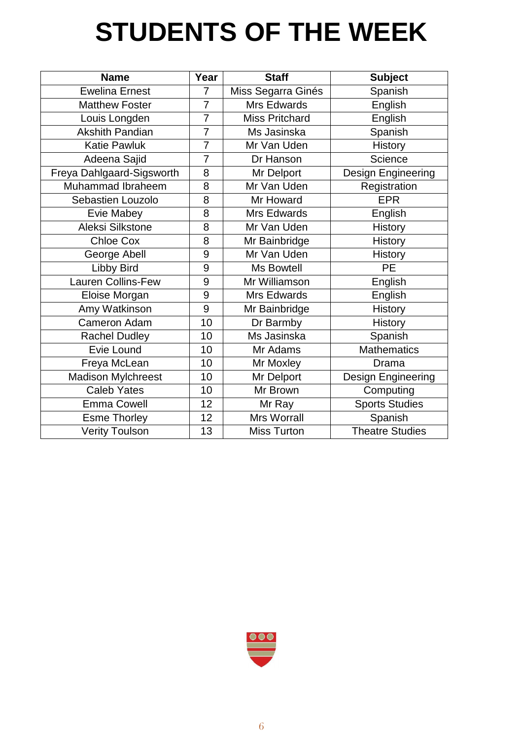# STUDENTS OF THE WEEK

| Name | Year | Staff | Subject |
|---|---|---|---|
| Ewelina Ernest | 7 | Miss Segarra Ginés | Spanish |
| Matthew Foster | 7 | Mrs Edwards | English |
| Louis Longden | 7 | Miss Pritchard | English |
| Akshith Pandian | 7 | Ms Jasinska | Spanish |
| Katie Pawluk | 7 | Mr Van Uden | History |
| Adeena Sajid | 7 | Dr Hanson | Science |
| Freya Dahlgaard-Sigsworth | 8 | Mr Delport | Design Engineering |
| Muhammad Ibraheem | 8 | Mr Van Uden | Registration |
| Sebastien Louzolo | 8 | Mr Howard | EPR |
| Evie Mabey | 8 | Mrs Edwards | English |
| Aleksi Silkstone | 8 | Mr Van Uden | History |
| Chloe Cox | 8 | Mr Bainbridge | History |
| George Abell | 9 | Mr Van Uden | History |
| Libby Bird | 9 | Ms Bowtell | PE |
| Lauren Collins-Few | 9 | Mr Williamson | English |
| Eloise Morgan | 9 | Mrs Edwards | English |
| Amy Watkinson | 9 | Mr Bainbridge | History |
| Cameron Adam | 10 | Dr Barmby | History |
| Rachel Dudley | 10 | Ms Jasinska | Spanish |
| Evie Lound | 10 | Mr Adams | Mathematics |
| Freya McLean | 10 | Mr Moxley | Drama |
| Madison Mylchreest | 10 | Mr Delport | Design Engineering |
| Caleb Yates | 10 | Mr Brown | Computing |
| Emma Cowell | 12 | Mr Ray | Sports Studies |
| Esme Thorley | 12 | Mrs Worrall | Spanish |
| Verity Toulson | 13 | Miss Turton | Theatre Studies |